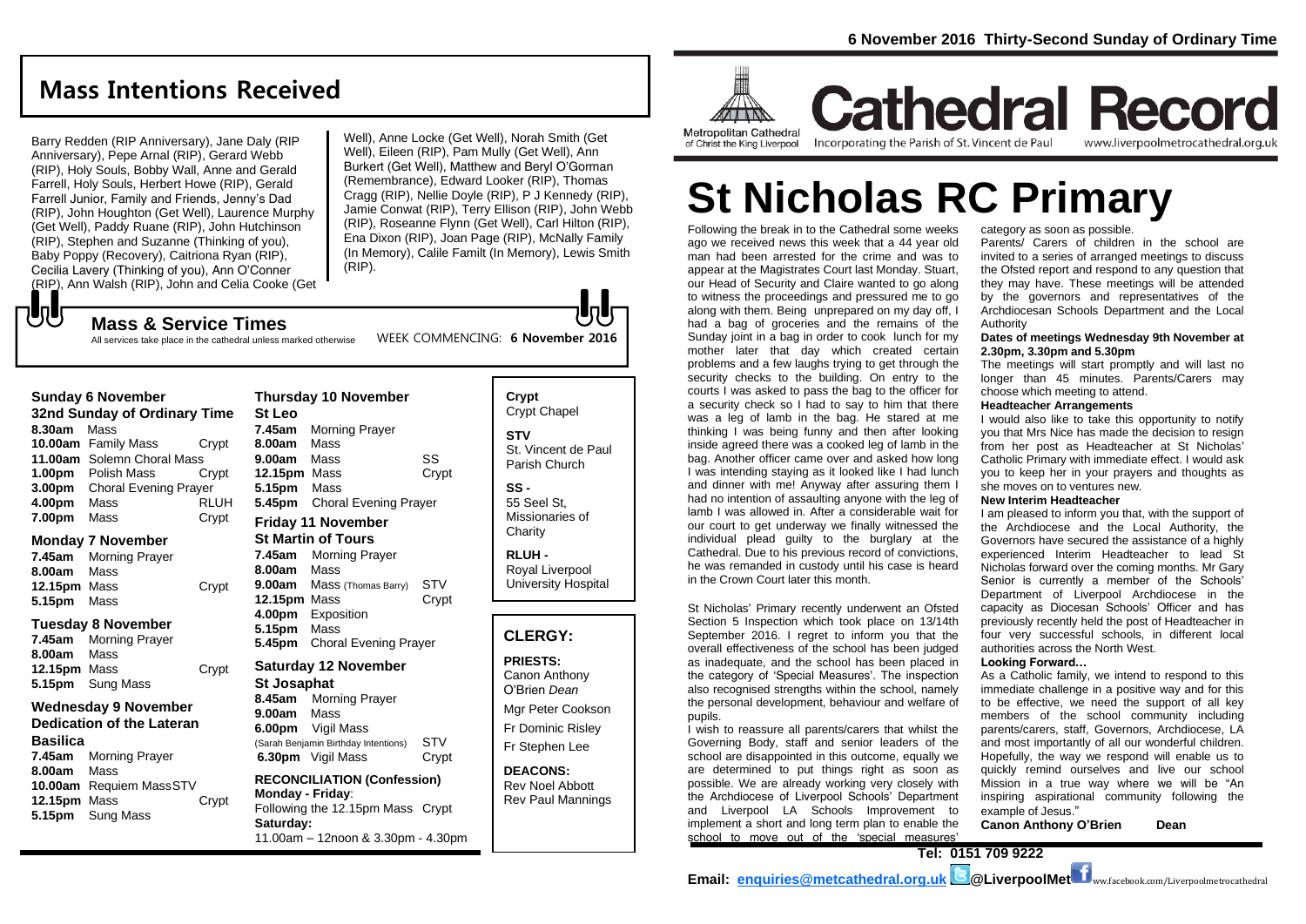**6 November 2016 Thirty-Second Sunday of Ordinary Time**

# Cathedral Record

Metropolitan Cathedral of Christ the King Liverpool

Incorporating the Parish of St. Vincent de Paul

www.liverpoolmetrocathedral.org.uk

## Mass Intentions Received

Barry Redden (RIP Anniversary), Jane Daly (RIP Anniversary), Pepe Arnal (RIP), Gerard Webb (RIP), Holy Souls, Bobby Wall, Anne and Gerald Farrell, Holy Souls, Herbert Howe (RIP), Gerald Farrell Junior, Family and Friends, Jenny's Dad (RIP), John Houghton (Get Well), Laurence Murphy (Get Well), Paddy Ruane (RIP), John Hutchinson (RIP), Stephen and Suzanne (Thinking of you), Baby Poppy (Recovery), Caitriona Ryan (RIP), Cecilia Lavery (Thinking of you), Ann O'Conner (RIP), Ann Walsh (RIP), John and Celia Cooke (Get Well), Anne Locke (Get Well), Norah Smith (Get Well), Eileen (RIP), Pam Mully (Get Well), Ann Burkert (Get Well), Matthew and Beryl O'Gorman (Remembrance), Edward Looker (RIP), Thomas Cragg (RIP), Nellie Doyle (RIP), P J Kennedy (RIP), Jamie Conwat (RIP), Terry Ellison (RIP), John Webb (RIP), Roseanne Flynn (Get Well), Carl Hilton (RIP), Ena Dixon (RIP), Joan Page (RIP), McNally Family (In Memory), Calile Familt (In Memory), Lewis Smith (RIP).

## Mass & Service Times

All services take place in the cathedral unless marked otherwise

WEEK COMMENCING: **6 November 2016**

### Sunday 6 November
**32nd Sunday of Ordinary Time**

**8.30am** Mass
**10.00am** Family Mass — Crypt
**11.00am** Solemn Choral Mass
**1.00pm** Polish Mass — Crypt
**3.00pm** Choral Evening Prayer
**4.00pm** Mass — RLUH
**7.00pm** Mass — Crypt

### Monday 7 November

**7.45am** Morning Prayer
**8.00am** Mass
**12.15pm** Mass — Crypt
**5.15pm** Mass

### Tuesday 8 November

**7.45am** Morning Prayer
**8.00am** Mass
**12.15pm** Mass — Crypt
**5.15pm** Sung Mass

### Wednesday 9 November
**Dedication of the Lateran Basilica**

**7.45am** Morning Prayer
**8.00am** Mass
**10.00am** Requiem Mass — STV
**12.15pm** Mass — Crypt
**5.15pm** Sung Mass

### Thursday 10 November
**St Leo**

**7.45am** Morning Prayer
**8.00am** Mass
**9.00am** Mass — SS
**12.15pm** Mass — Crypt
**5.15pm** Mass
**5.45pm** Choral Evening Prayer

### Friday 11 November
**St Martin of Tours**

**7.45am** Morning Prayer
**8.00am** Mass
**9.00am** Mass (Thomas Barry) — STV
**12.15pm** Mass — Crypt
**4.00pm** Exposition
**5.15pm** Mass
**5.45pm** Choral Evening Prayer

### Saturday 12 November
**St Josaphat**

**8.45am** Morning Prayer
**9.00am** Mass
**6.00pm** Vigil Mass (Sarah Benjamin Birthday Intentions) — STV
**6.30pm** Vigil Mass — Crypt

**RECONCILIATION (Confession)**
**Monday - Friday**: Following the 12.15pm Mass — Crypt
**Saturday:** 11.00am – 12noon & 3.30pm - 4.30pm

**Crypt** Crypt Chapel

**STV** St. Vincent de Paul Parish Church

**SS -** 55 Seel St, Missionaries of Charity

**RLUH -** Royal Liverpool University Hospital

## CLERGY:

**PRIESTS:**
Canon Anthony O'Brien *Dean*
Mgr Peter Cookson
Fr Dominic Risley
Fr Stephen Lee

**DEACONS:**
Rev Noel Abbott
Rev Paul Mannings

# St Nicholas RC Primary

Following the break in to the Cathedral some weeks ago we received news this week that a 44 year old man had been arrested for the crime and was to appear at the Magistrates Court last Monday. Stuart, our Head of Security and Claire wanted to go along to witness the proceedings and pressured me to go along with them. Being unprepared on my day off, I had a bag of groceries and the remains of the Sunday joint in a bag in order to cook lunch for my mother later that day which created certain problems and a few laughs trying to get through the security checks to the building. On entry to the courts I was asked to pass the bag to the officer for a security check so I had to say to him that there was a leg of lamb in the bag. He stared at me thinking I was being funny and then after looking inside agreed there was a cooked leg of lamb in the bag. Another officer came over and asked how long I was intending staying as it looked like I had lunch and dinner with me! Anyway after assuring them I had no intention of assaulting anyone with the leg of lamb I was allowed in. After a considerable wait for our court to get underway we finally witnessed the individual plead guilty to the burglary at the Cathedral. Due to his previous record of convictions, he was remanded in custody until his case is heard in the Crown Court later this month.

St Nicholas' Primary recently underwent an Ofsted Section 5 Inspection which took place on 13/14th September 2016. I regret to inform you that the overall effectiveness of the school has been judged as inadequate, and the school has been placed in the category of 'Special Measures'. The inspection also recognised strengths within the school, namely the personal development, behaviour and welfare of pupils.

I wish to reassure all parents/carers that whilst the Governing Body, staff and senior leaders of the school are disappointed in this outcome, equally we are determined to put things right as soon as possible. We are already working very closely with the Archdiocese of Liverpool Schools' Department and Liverpool LA Schools Improvement to implement a short and long term plan to enable the school to move out of the 'special measures' category as soon as possible.

Parents/ Carers of children in the school are invited to a series of arranged meetings to discuss the Ofsted report and respond to any question that they may have. These meetings will be attended by the governors and representatives of the Archdiocesan Schools Department and the Local Authority

**Dates of meetings Wednesday 9th November at 2.30pm, 3.30pm and 5.30pm**

The meetings will start promptly and will last no longer than 45 minutes. Parents/Carers may choose which meeting to attend.

**Headteacher Arrangements**

I would also like to take this opportunity to notify you that Mrs Nice has made the decision to resign from her post as Headteacher at St Nicholas' Catholic Primary with immediate effect. I would ask you to keep her in your prayers and thoughts as she moves on to ventures new.

**New Interim Headteacher**

I am pleased to inform you that, with the support of the Archdiocese and the Local Authority, the Governors have secured the assistance of a highly experienced Interim Headteacher to lead St Nicholas forward over the coming months. Mr Gary Senior is currently a member of the Schools' Department of Liverpool Archdiocese in the capacity as Diocesan Schools' Officer and has previously recently held the post of Headteacher in four very successful schools, in different local authorities across the North West.

**Looking Forward…**

As a Catholic family, we intend to respond to this immediate challenge in a positive way and for this to be effective, we need the support of all key members of the school community including parents/carers, staff, Governors, Archdiocese, LA and most importantly of all our wonderful children. Hopefully, the way we respond will enable us to quickly remind ourselves and live our school Mission in a true way where we will be "An inspiring aspirational community following the example of Jesus."

**Canon Anthony O'Brien Dean**

**Tel: 0151 709 9222**

**Email: enquiries@metcathedral.org.uk @LiverpoolMet** www.facebook.com/Liverpoolmetrocathedral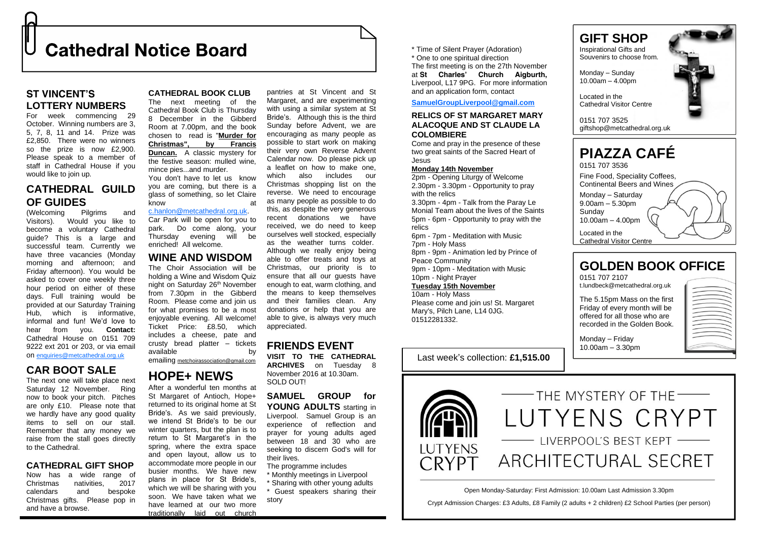# Cathedral Notice Board

## ST VINCENT'S LOTTERY NUMBERS

For week commencing 29 October. Winning numbers are 3, 5, 7, 8, 11 and 14. Prize was £2,850. There were no winners so the prize is now £2,900. Please speak to a member of staff in Cathedral House if you would like to join up.

## CATHEDRAL GUILD OF GUIDES

(Welcoming Pilgrims and Visitors). Would you like to become a voluntary Cathedral guide? This is a large and successful team. Currently we have three vacancies (Monday morning and afternoon; and Friday afternoon). You would be asked to cover one weekly three hour period on either of these days. Full training would be provided at our Saturday Training Hub, which is informative, informal and fun! We'd love to hear from you. **Contact:** Cathedral House on 0151 709 9222 ext 201 or 203, or via email on enquiries@metcathedral.org.uk

## CAR BOOT SALE

The next one will take place next Saturday 12 November. Ring now to book your pitch. Pitches are only £10. Please note that we hardly have any good quality items to sell on our stall. Remember that any money we raise from the stall goes directly to the Cathedral.

### CATHEDRAL GIFT SHOP

Now has a wide range of Christmas nativities, 2017 calendars and bespoke Christmas gifts. Please pop in and have a browse.

### CATHEDRAL BOOK CLUB

The next meeting of the Cathedral Book Club is Thursday 8 December in the Gibberd Room at 7.00pm, and the book chosen to read is "**Murder for Christmas", by Francis Duncan.** A classic mystery for the festive season: mulled wine, mince pies...and murder.

You don't have to let us know you are coming, but there is a glass of something, so let Claire know at c.hanlon@metcathedral.org.uk.

Car Park will be open for you to park. Do come along, your Thursday evening will be enriched! All welcome.

## WINE AND WISDOM

The Choir Association will be holding a Wine and Wisdom Quiz night on Saturday 26th November from 7.30pm in the Gibberd Room. Please come and join us for what promises to be a most enjoyable evening. All welcome! Ticket Price: £8.50, which includes a cheese, pate and crusty bread platter – tickets available by emailing metchoirassociation@gmail.com

## HOPE+ NEWS

After a wonderful ten months at St Margaret of Antioch, Hope+ returned to its original home at St Bride's. As we said previously, we intend St Bride's to be our winter quarters, but the plan is to return to St Margaret's in the spring, where the extra space and open layout, allow us to accommodate more people in our busier months. We have new plans in place for St Bride's, which we will be sharing with you soon. We have taken what we have learned at our two more traditionally laid out church pantries at St Vincent and St Margaret, and are experimenting with using a similar system at St Bride's. Although this is the third Sunday before Advent, we are encouraging as many people as possible to start work on making their very own Reverse Advent Calendar now. Do please pick up a leaflet on how to make one, which also includes our Christmas shopping list on the reverse. We need to encourage as many people as possible to do this, as despite the very generous recent donations we have received, we do need to keep ourselves well stocked, especially as the weather turns colder. Although we really enjoy being able to offer treats and toys at Christmas, our priority is to ensure that all our guests have enough to eat, warm clothing, and the means to keep themselves and their families clean. Any donations or help that you are able to give, is always very much appreciated.

## FRIENDS EVENT

**VISIT TO THE CATHEDRAL ARCHIVES** on Tuesday 8 November 2016 at 10.30am. SOLD OUT!

### SAMUEL GROUP for YOUNG ADULTS

starting in Liverpool. Samuel Group is an experience of reflection and prayer for young adults aged between 18 and 30 who are seeking to discern God's will for their lives.

The programme includes

* Monthly meetings in Liverpool
* Sharing with other young adults
* Guest speakers sharing their story
* Time of Silent Prayer (Adoration)
* One to one spiritual direction

The first meeting is on the 27th November at **St Charles' Church Aigburth,** Liverpool, L17 9PG. For more information and an application form, contact

**SamuelGroupLiverpool@gmail.com**

### RELICS OF ST MARGARET MARY ALACOQUE AND ST CLAUDE LA COLOMBIERE

Come and pray in the presence of these two great saints of the Sacred Heart of Jesus

**Monday 14th November**

2pm - Opening Liturgy of Welcome
2.30pm - 3.30pm - Opportunity to pray with the relics
3.30pm - 4pm - Talk from the Paray Le Monial Team about the lives of the Saints
5pm - 6pm - Opportunity to pray with the relics
6pm - 7pm - Meditation with Music
7pm - Holy Mass
8pm - 9pm - Animation led by Prince of Peace Community
9pm - 10pm - Meditation with Music
10pm - Night Prayer

**Tuesday 15th November**

10am - Holy Mass
Please come and join us! St. Margaret Mary's, Pilch Lane, L14 0JG. 01512281332.

Last week's collection: **£1,515.00**

## GIFT SHOP

Inspirational Gifts and Souvenirs to choose from.

Monday – Sunday
10.00am – 4.00pm

Located in the Cathedral Visitor Centre

0151 707 3525
giftshop@metcathedral.org.uk

## PIAZZA CAFÉ

0151 707 3536

Fine Food, Speciality Coffees, Continental Beers and Wines

Monday – Saturday
9.00am – 5.30pm
Sunday
10.00am – 4.00pm

Located in the Cathedral Visitor Centre

## GOLDEN BOOK OFFICE

0151 707 2107
t.lundbeck@metcathedral.org.uk

The 5.15pm Mass on the first Friday of every month will be offered for all those who are recorded in the Golden Book.

Monday – Friday
10.00am – 3.30pm

LUTYENS CRYPT

THE MYSTERY OF THE LUTYENS CRYPT

LIVERPOOL'S BEST KEPT ARCHITECTURAL SECRET

Open Monday-Saturday: First Admission: 10.00am Last Admission 3.30pm

Crypt Admission Charges: £3 Adults, £8 Family (2 adults + 2 children) £2 School Parties (per person)